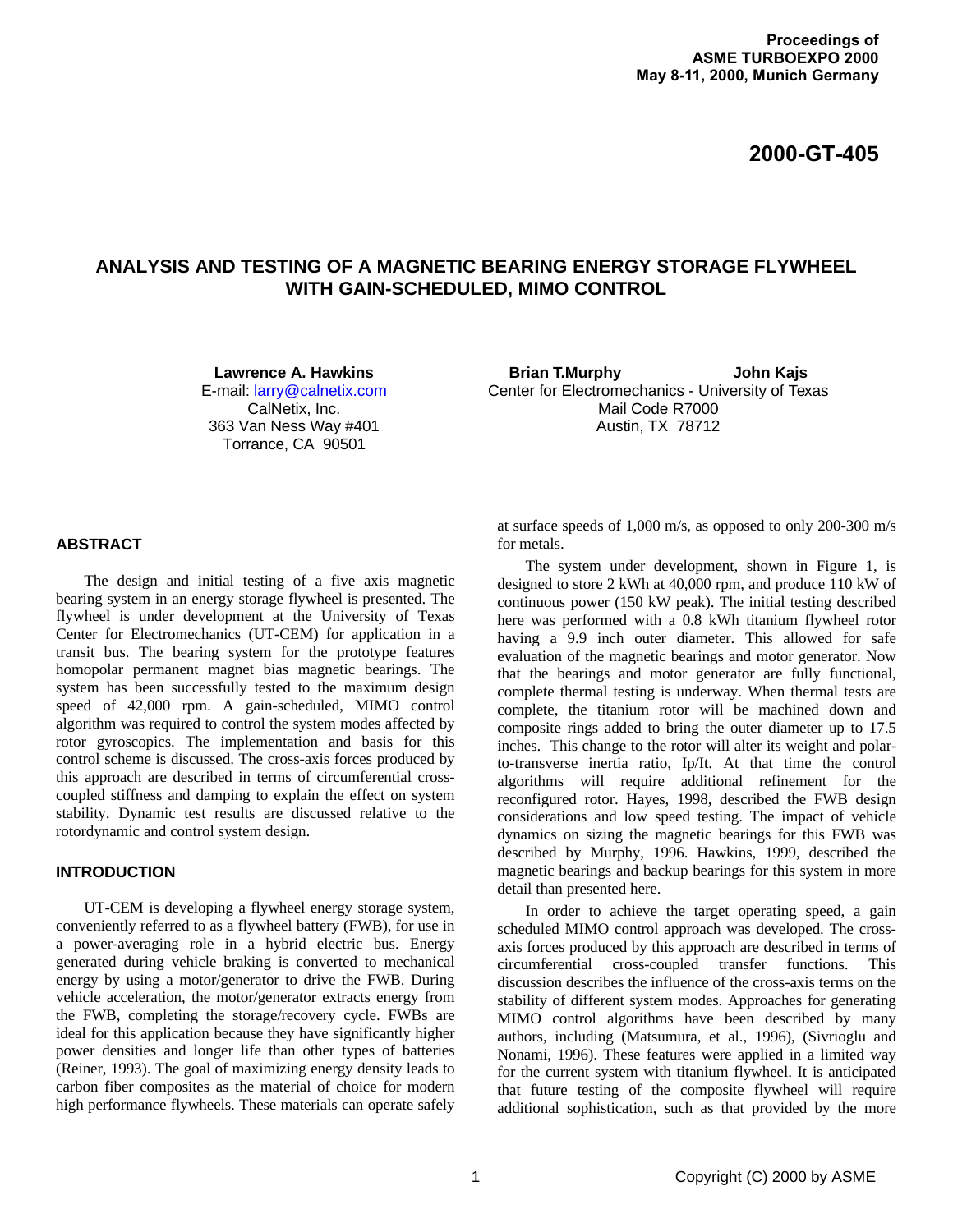Proceedings of
ASME TURBOEXPO 2000
May 8-11, 2000, Munich Germany

# 2000-GT-405

# ANALYSIS AND TESTING OF A MAGNETIC BEARING ENERGY STORAGE FLYWHEEL WITH GAIN-SCHEDULED, MIMO CONTROL

**Lawrence A. Hawkins**
E-mail: larry@calnetix.com
CalNetix, Inc.
363 Van Ness Way #401
Torrance, CA 90501

**Brian T.Murphy** **John Kajs**
Center for Electromechanics - University of Texas
Mail Code R7000
Austin, TX 78712

## ABSTRACT

The design and initial testing of a five axis magnetic bearing system in an energy storage flywheel is presented. The flywheel is under development at the University of Texas Center for Electromechanics (UT-CEM) for application in a transit bus. The bearing system for the prototype features homopolar permanent magnet bias magnetic bearings. The system has been successfully tested to the maximum design speed of 42,000 rpm. A gain-scheduled, MIMO control algorithm was required to control the system modes affected by rotor gyroscopics. The implementation and basis for this control scheme is discussed. The cross-axis forces produced by this approach are described in terms of circumferential cross-coupled stiffness and damping to explain the effect on system stability. Dynamic test results are discussed relative to the rotordynamic and control system design.

## INTRODUCTION

UT-CEM is developing a flywheel energy storage system, conveniently referred to as a flywheel battery (FWB), for use in a power-averaging role in a hybrid electric bus. Energy generated during vehicle braking is converted to mechanical energy by using a motor/generator to drive the FWB. During vehicle acceleration, the motor/generator extracts energy from the FWB, completing the storage/recovery cycle. FWBs are ideal for this application because they have significantly higher power densities and longer life than other types of batteries (Reiner, 1993). The goal of maximizing energy density leads to carbon fiber composites as the material of choice for modern high performance flywheels. These materials can operate safely at surface speeds of 1,000 m/s, as opposed to only 200-300 m/s for metals.

The system under development, shown in Figure 1, is designed to store 2 kWh at 40,000 rpm, and produce 110 kW of continuous power (150 kW peak). The initial testing described here was performed with a 0.8 kWh titanium flywheel rotor having a 9.9 inch outer diameter. This allowed for safe evaluation of the magnetic bearings and motor generator. Now that the bearings and motor generator are fully functional, complete thermal testing is underway. When thermal tests are complete, the titanium rotor will be machined down and composite rings added to bring the outer diameter up to 17.5 inches. This change to the rotor will alter its weight and polar-to-transverse inertia ratio, Ip/It. At that time the control algorithms will require additional refinement for the reconfigured rotor. Hayes, 1998, described the FWB design considerations and low speed testing. The impact of vehicle dynamics on sizing the magnetic bearings for this FWB was described by Murphy, 1996. Hawkins, 1999, described the magnetic bearings and backup bearings for this system in more detail than presented here.

In order to achieve the target operating speed, a gain scheduled MIMO control approach was developed. The cross-axis forces produced by this approach are described in terms of circumferential cross-coupled transfer functions. This discussion describes the influence of the cross-axis terms on the stability of different system modes. Approaches for generating MIMO control algorithms have been described by many authors, including (Matsumura, et al., 1996), (Sivrioglu and Nonami, 1996). These features were applied in a limited way for the current system with titanium flywheel. It is anticipated that future testing of the composite flywheel will require additional sophistication, such as that provided by the more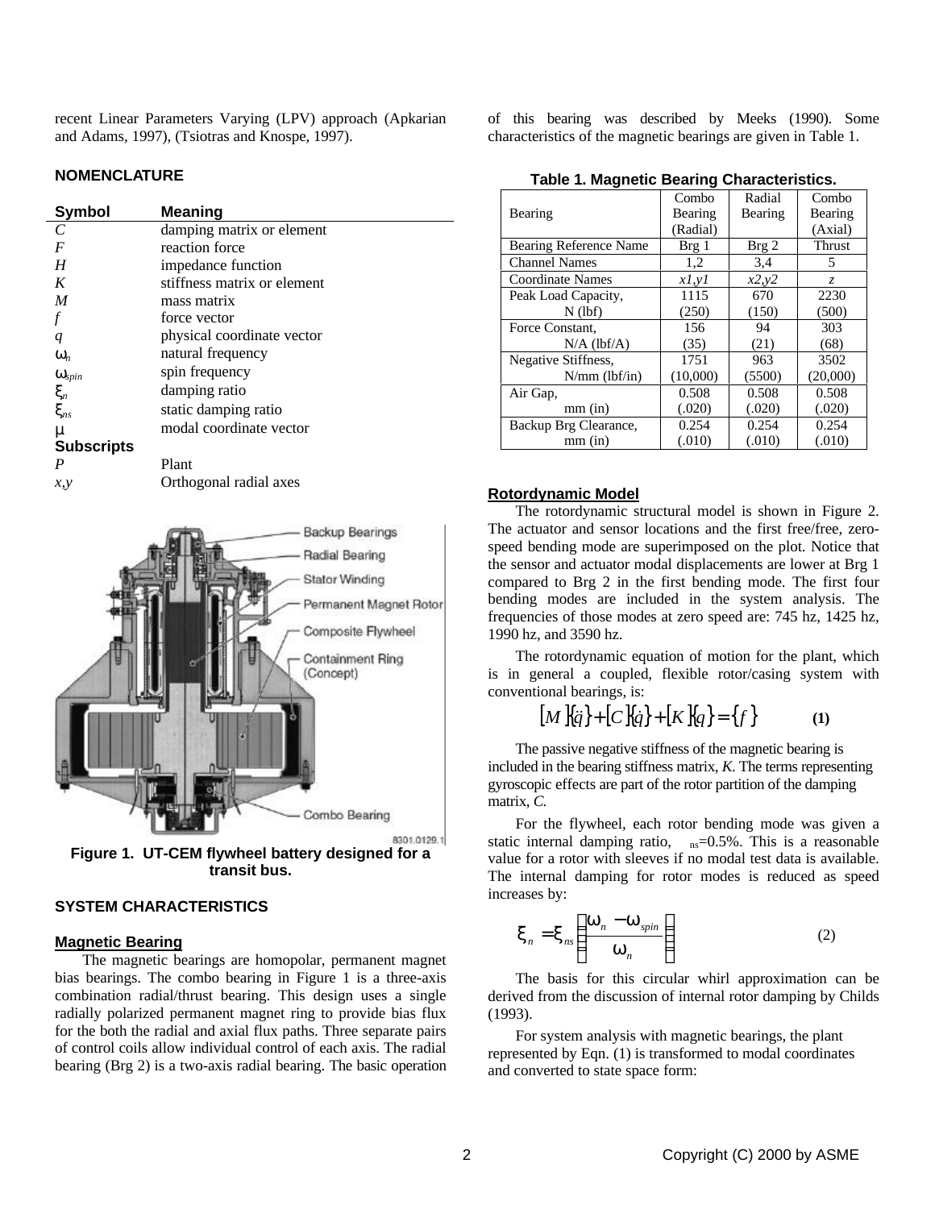recent Linear Parameters Varying (LPV) approach (Apkarian and Adams, 1997), (Tsiotras and Knospe, 1997).

## NOMENCLATURE

| Symbol | Meaning |
|---|---|
| $C$ | damping matrix or element |
| $F$ | reaction force |
| $H$ | impedance function |
| $K$ | stiffness matrix or element |
| $M$ | mass matrix |
| $f$ | force vector |
| $q$ | physical coordinate vector |
| $\omega_n$ | natural frequency |
| $\omega_{spin}$ | spin frequency |
| $\xi_n$ | damping ratio |
| $\xi_{ns}$ | static damping ratio |
| $\mu$ | modal coordinate vector |
| **Subscripts** | |
| $P$ | Plant |
| $x,y$ | Orthogonal radial axes |

Backup Bearings
Radial Bearing
Stator Winding
Permanent Magnet Rotor
Composite Flywheel
Containment Ring (Concept)
Combo Bearing
8301.0129.1

**Figure 1. UT-CEM flywheel battery designed for a transit bus.**

## SYSTEM CHARACTERISTICS

### Magnetic Bearing

The magnetic bearings are homopolar, permanent magnet bias bearings. The combo bearing in Figure 1 is a three-axis combination radial/thrust bearing. This design uses a single radially polarized permanent magnet ring to provide bias flux for the both the radial and axial flux paths. Three separate pairs of control coils allow individual control of each axis. The radial bearing (Brg 2) is a two-axis radial bearing. The basic operation of this bearing was described by Meeks (1990). Some characteristics of the magnetic bearings are given in Table 1.

**Table 1. Magnetic Bearing Characteristics.**

| Bearing | Combo Bearing (Radial) | Radial Bearing | Combo Bearing (Axial) |
|---|---|---|---|
| Bearing Reference Name | Brg 1 | Brg 2 | Thrust |
| Channel Names | 1,2 | 3,4 | 5 |
| Coordinate Names | *x1,y1* | *x2,y2* | *z* |
| Peak Load Capacity, N (lbf) | 1115 (250) | 670 (150) | 2230 (500) |
| Force Constant, N/A (lbf/A) | 156 (35) | 94 (21) | 303 (68) |
| Negative Stiffness, N/mm (lbf/in) | 1751 (10,000) | 963 (5500) | 3502 (20,000) |
| Air Gap, mm (in) | 0.508 (.020) | 0.508 (.020) | 0.508 (.020) |
| Backup Brg Clearance, mm (in) | 0.254 (.010) | 0.254 (.010) | 0.254 (.010) |

### Rotordynamic Model

The rotordynamic structural model is shown in Figure 2. The actuator and sensor locations and the first free/free, zero-speed bending mode are superimposed on the plot. Notice that the sensor and actuator modal displacements are lower at Brg 1 compared to Brg 2 in the first bending mode. The first four bending modes are included in the system analysis. The frequencies of those modes at zero speed are: 745 hz, 1425 hz, 1990 hz, and 3590 hz.

The rotordynamic equation of motion for the plant, which is in general a coupled, flexible rotor/casing system with conventional bearings, is:

$$[M]\{\ddot{q}\}+[C]\{\dot{q}\}+[K]\{q\}=\{f\} \qquad \textbf{(1)}$$

The passive negative stiffness of the magnetic bearing is included in the bearing stiffness matrix, *K*. The terms representing gyroscopic effects are part of the rotor partition of the damping matrix, *C*.

For the flywheel, each rotor bending mode was given a static internal damping ratio, $\xi_{ns}$=0.5%. This is a reasonable value for a rotor with sleeves if no modal test data is available. The internal damping for rotor modes is reduced as speed increases by:

$$\xi_n=\xi_{ns}\left(\frac{\omega_n-\omega_{spin}}{\omega_n}\right) \qquad (2)$$

The basis for this circular whirl approximation can be derived from the discussion of internal rotor damping by Childs (1993).

For system analysis with magnetic bearings, the plant represented by Eqn. (1) is transformed to modal coordinates and converted to state space form: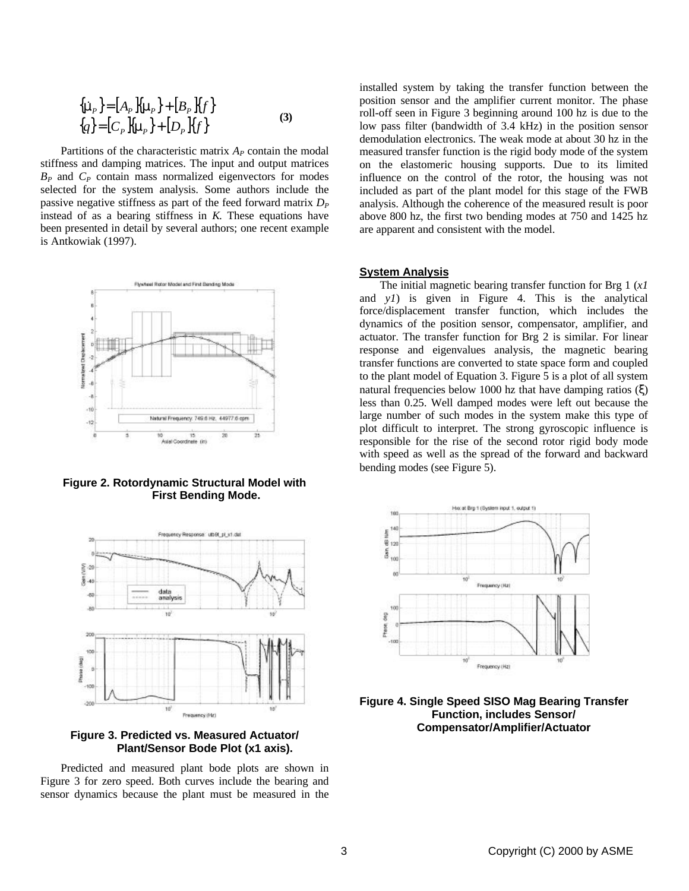$$
\begin{aligned}
\{\dot{\eta}_P\} &= [A_P]\{\eta_P\} + [B_P]\{f\} \\
\{q\} &= [C_P]\{\eta_P\} + [D_P]\{f\}
\end{aligned}
\tag{3}
$$

Partitions of the characteristic matrix $A_P$ contain the modal stiffness and damping matrices. The input and output matrices $B_P$ and $C_P$ contain mass normalized eigenvectors for modes selected for the system analysis. Some authors include the passive negative stiffness as part of the feed forward matrix $D_P$ instead of as a bearing stiffness in $K$. These equations have been presented in detail by several authors; one recent example is Antkowiak (1997).

**Figure 2. Rotordynamic Structural Model with First Bending Mode.**

**Figure 3. Predicted vs. Measured Actuator/Plant/Sensor Bode Plot (x1 axis).**

Predicted and measured plant bode plots are shown in Figure 3 for zero speed. Both curves include the bearing and sensor dynamics because the plant must be measured in the installed system by taking the transfer function between the position sensor and the amplifier current monitor. The phase roll-off seen in Figure 3 beginning around 100 hz is due to the low pass filter (bandwidth of 3.4 kHz) in the position sensor demodulation electronics. The weak mode at about 30 hz in the measured transfer function is the rigid body mode of the system on the elastomeric housing supports. Due to its limited influence on the control of the rotor, the housing was not included as part of the plant model for this stage of the FWB analysis. Although the coherence of the measured result is poor above 800 hz, the first two bending modes at 750 and 1425 hz are apparent and consistent with the model.

## System Analysis

The initial magnetic bearing transfer function for Brg 1 (*x1* and *y1*) is given in Figure 4. This is the analytical force/displacement transfer function, which includes the dynamics of the position sensor, compensator, amplifier, and actuator. The transfer function for Brg 2 is similar. For linear response and eigenvalues analysis, the magnetic bearing transfer functions are converted to state space form and coupled to the plant model of Equation 3. Figure 5 is a plot of all system natural frequencies below 1000 hz that have damping ratios ($\xi$) less than 0.25. Well damped modes were left out because the large number of such modes in the system make this type of plot difficult to interpret. The strong gyroscopic influence is responsible for the rise of the second rotor rigid body mode with speed as well as the spread of the forward and backward bending modes (see Figure 5).

**Figure 4. Single Speed SISO Mag Bearing Transfer Function, includes Sensor/Compensator/Amplifier/Actuator**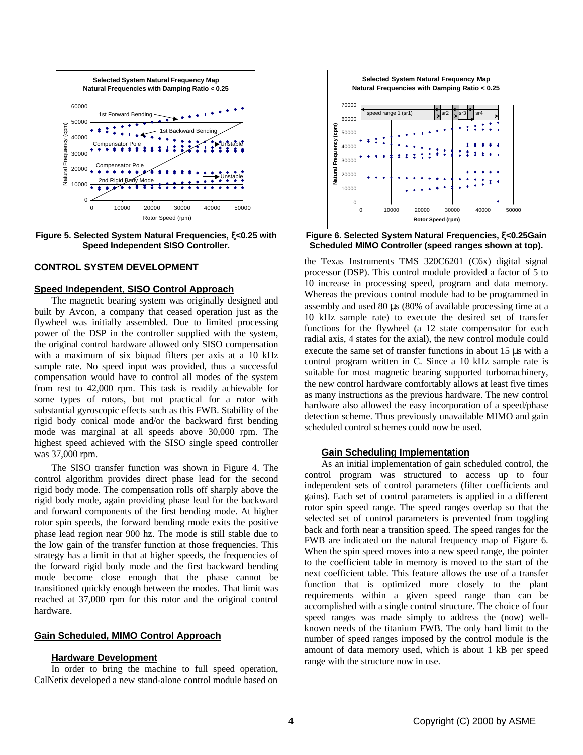Selected System Natural Frequency Map
Natural Frequencies with Damping Ratio < 0.25

60000
50000
40000
30000
20000
10000
0

Natural Frequency (cpm)

0 10000 20000 30000 40000 50000

Rotor Speed (rpm)

1st Forward Bending
1st Backward Bending
Compensator Pole
Unstable
Compensator Pole
Unstable
2nd Rigid Body Mode

**Figure 5. Selected System Natural Frequencies, ξ<0.25 with Speed Independent SISO Controller.**

Selected System Natural Frequency Map
Natural Frequencies with Damping Ratio < 0.25

70000
60000
50000
40000
30000
20000
10000
0

Natural Frequency (cpm)

0 10000 20000 30000 40000 50000

Rotor Speed (rpm)

speed range 1 (sr1)
sr2
sr3
sr4

**Figure 6. Selected System Natural Frequencies, ξ<0.25Gain Scheduled MIMO Controller (speed ranges shown at top).**

## CONTROL SYSTEM DEVELOPMENT

### Speed Independent, SISO Control Approach

The magnetic bearing system was originally designed and built by Avcon, a company that ceased operation just as the flywheel was initially assembled. Due to limited processing power of the DSP in the controller supplied with the system, the original control hardware allowed only SISO compensation with a maximum of six biquad filters per axis at a 10 kHz sample rate. No speed input was provided, thus a successful compensation would have to control all modes of the system from rest to 42,000 rpm. This task is readily achievable for some types of rotors, but not practical for a rotor with substantial gyroscopic effects such as this FWB. Stability of the rigid body conical mode and/or the backward first bending mode was marginal at all speeds above 30,000 rpm. The highest speed achieved with the SISO single speed controller was 37,000 rpm.

The SISO transfer function was shown in Figure 4. The control algorithm provides direct phase lead for the second rigid body mode. The compensation rolls off sharply above the rigid body mode, again providing phase lead for the backward and forward components of the first bending mode. At higher rotor spin speeds, the forward bending mode exits the positive phase lead region near 900 hz. The mode is still stable due to the low gain of the transfer function at those frequencies. This strategy has a limit in that at higher speeds, the frequencies of the forward rigid body mode and the first backward bending mode become close enough that the phase cannot be transitioned quickly enough between the modes. That limit was reached at 37,000 rpm for this rotor and the original control hardware.

### Gain Scheduled, MIMO Control Approach

#### Hardware Development

In order to bring the machine to full speed operation, CalNetix developed a new stand-alone control module based on the Texas Instruments TMS 320C6201 (C6x) digital signal processor (DSP). This control module provided a factor of 5 to 10 increase in processing speed, program and data memory. Whereas the previous control module had to be programmed in assembly and used 80 μs (80% of available processing time at a 10 kHz sample rate) to execute the desired set of transfer functions for the flywheel (a 12 state compensator for each radial axis, 4 states for the axial), the new control module could execute the same set of transfer functions in about 15 μs with a control program written in C. Since a 10 kHz sample rate is suitable for most magnetic bearing supported turbomachinery, the new control hardware comfortably allows at least five times as many instructions as the previous hardware. The new control hardware also allowed the easy incorporation of a speed/phase detection scheme. Thus previously unavailable MIMO and gain scheduled control schemes could now be used.

#### Gain Scheduling Implementation

As an initial implementation of gain scheduled control, the control program was structured to access up to four independent sets of control parameters (filter coefficients and gains). Each set of control parameters is applied in a different rotor spin speed range. The speed ranges overlap so that the selected set of control parameters is prevented from toggling back and forth near a transition speed. The speed ranges for the FWB are indicated on the natural frequency map of Figure 6. When the spin speed moves into a new speed range, the pointer to the coefficient table in memory is moved to the start of the next coefficient table. This feature allows the use of a transfer function that is optimized more closely to the plant requirements within a given speed range than can be accomplished with a single control structure. The choice of four speed ranges was made simply to address the (now) well-known needs of the titanium FWB. The only hard limit to the number of speed ranges imposed by the control module is the amount of data memory used, which is about 1 kB per speed range with the structure now in use.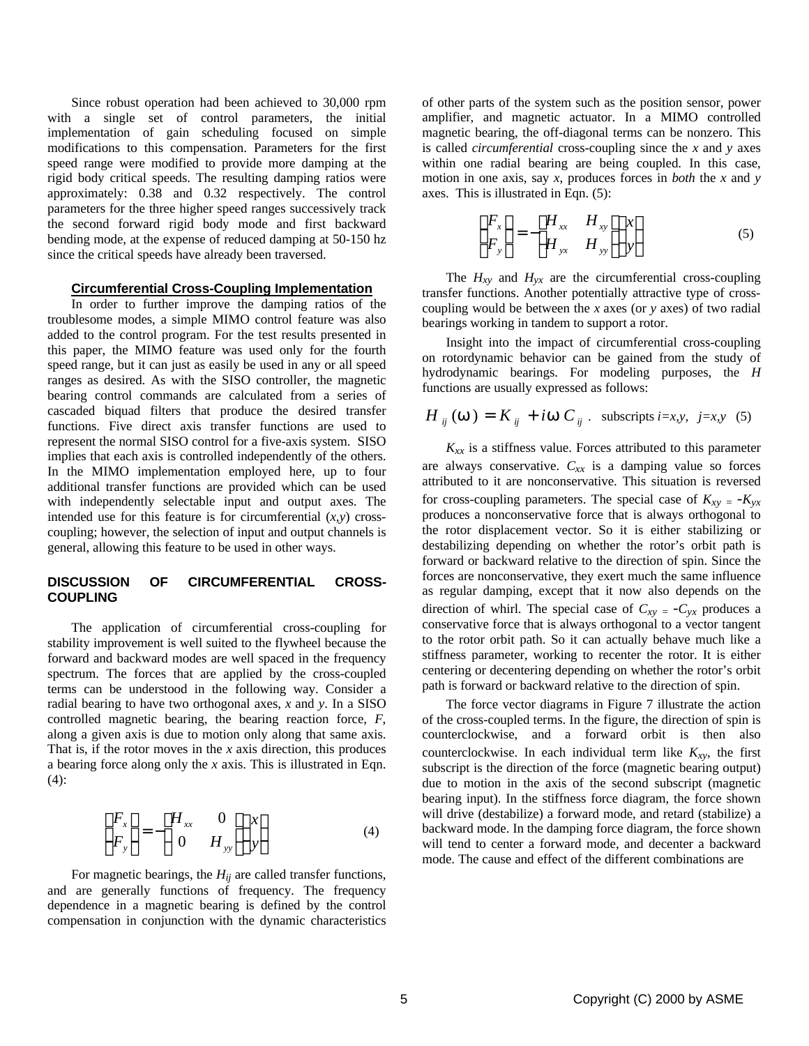Since robust operation had been achieved to 30,000 rpm with a single set of control parameters, the initial implementation of gain scheduling focused on simple modifications to this compensation. Parameters for the first speed range were modified to provide more damping at the rigid body critical speeds. The resulting damping ratios were approximately: 0.38 and 0.32 respectively. The control parameters for the three higher speed ranges successively track the second forward rigid body mode and first backward bending mode, at the expense of reduced damping at 50-150 hz since the critical speeds have already been traversed.

### Circumferential Cross-Coupling Implementation

In order to further improve the damping ratios of the troublesome modes, a simple MIMO control feature was also added to the control program. For the test results presented in this paper, the MIMO feature was used only for the fourth speed range, but it can just as easily be used in any or all speed ranges as desired. As with the SISO controller, the magnetic bearing control commands are calculated from a series of cascaded biquad filters that produce the desired transfer functions. Five direct axis transfer functions are used to represent the normal SISO control for a five-axis system. SISO implies that each axis is controlled independently of the others. In the MIMO implementation employed here, up to four additional transfer functions are provided which can be used with independently selectable input and output axes. The intended use for this feature is for circumferential ($x$,$y$) cross-coupling; however, the selection of input and output channels is general, allowing this feature to be used in other ways.

## DISCUSSION OF CIRCUMFERENTIAL CROSS-COUPLING

The application of circumferential cross-coupling for stability improvement is well suited to the flywheel because the forward and backward modes are well spaced in the frequency spectrum. The forces that are applied by the cross-coupled terms can be understood in the following way. Consider a radial bearing to have two orthogonal axes, $x$ and $y$. In a SISO controlled magnetic bearing, the bearing reaction force, $F$, along a given axis is due to motion only along that same axis. That is, if the rotor moves in the $x$ axis direction, this produces a bearing force along only the $x$ axis. This is illustrated in Eqn. (4):

$$\begin{Bmatrix} F_x \\ F_y \end{Bmatrix} = -\begin{bmatrix} H_{xx} & 0 \\ 0 & H_{yy} \end{bmatrix} \begin{Bmatrix} x \\ y \end{Bmatrix} \tag{4}$$

For magnetic bearings, the $H_{ij}$ are called transfer functions, and are generally functions of frequency. The frequency dependence in a magnetic bearing is defined by the control compensation in conjunction with the dynamic characteristics of other parts of the system such as the position sensor, power amplifier, and magnetic actuator. In a MIMO controlled magnetic bearing, the off-diagonal terms can be nonzero. This is called *circumferential* cross-coupling since the $x$ and $y$ axes within one radial bearing are being coupled. In this case, motion in one axis, say $x$, produces forces in *both* the $x$ and $y$ axes. This is illustrated in Eqn. (5):

$$\begin{Bmatrix} F_x \\ F_y \end{Bmatrix} = -\begin{bmatrix} H_{xx} & H_{xy} \\ H_{yx} & H_{yy} \end{bmatrix} \begin{Bmatrix} x \\ y \end{Bmatrix} \tag{5}$$

The $H_{xy}$ and $H_{yx}$ are the circumferential cross-coupling transfer functions. Another potentially attractive type of cross-coupling would be between the $x$ axes (or $y$ axes) of two radial bearings working in tandem to support a rotor.

Insight into the impact of circumferential cross-coupling on rotordynamic behavior can be gained from the study of hydrodynamic bearings. For modeling purposes, the $H$ functions are usually expressed as follows:

$$H_{ij}(\omega) = K_{ij} + i\omega C_{ij}\,. \quad \text{subscripts } i=x,y,\ \ j=x,y \tag{5}$$

$K_{xx}$ is a stiffness value. Forces attributed to this parameter are always conservative. $C_{xx}$ is a damping value so forces attributed to it are nonconservative. This situation is reversed for cross-coupling parameters. The special case of $K_{xy} = -K_{yx}$ produces a nonconservative force that is always orthogonal to the rotor displacement vector. So it is either stabilizing or destabilizing depending on whether the rotor's orbit path is forward or backward relative to the direction of spin. Since the forces are nonconservative, they exert much the same influence as regular damping, except that it now also depends on the direction of whirl. The special case of $C_{xy} = -C_{yx}$ produces a conservative force that is always orthogonal to a vector tangent to the rotor orbit path. So it can actually behave much like a stiffness parameter, working to recenter the rotor. It is either centering or decentering depending on whether the rotor's orbit path is forward or backward relative to the direction of spin.

The force vector diagrams in Figure 7 illustrate the action of the cross-coupled terms. In the figure, the direction of spin is counterclockwise, and a forward orbit is then also counterclockwise. In each individual term like $K_{xy}$, the first subscript is the direction of the force (magnetic bearing output) due to motion in the axis of the second subscript (magnetic bearing input). In the stiffness force diagram, the force shown will drive (destabilize) a forward mode, and retard (stabilize) a backward mode. In the damping force diagram, the force shown will tend to center a forward mode, and decenter a backward mode. The cause and effect of the different combinations are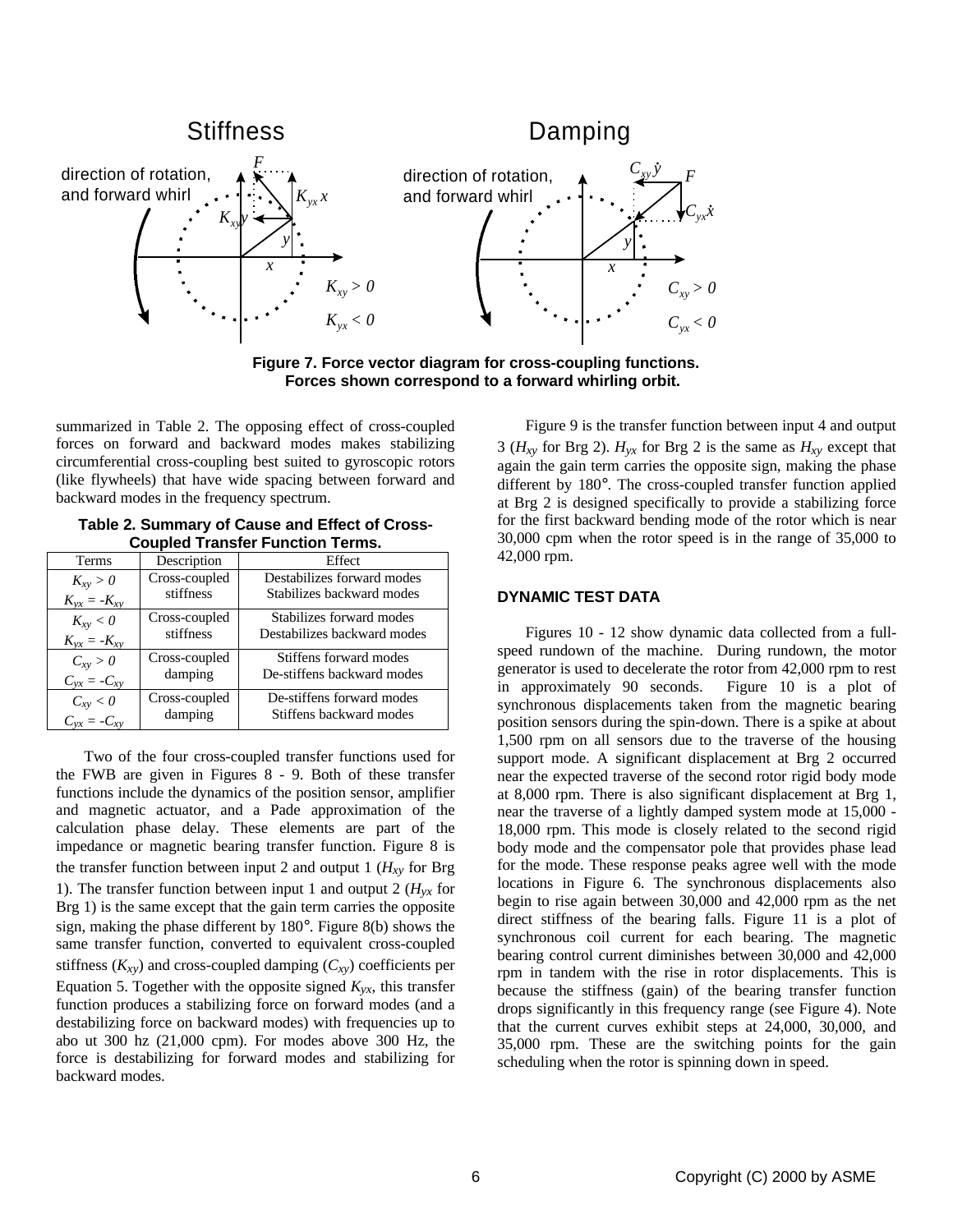Figure 7. Force vector diagram for cross-coupling functions. Forces shown correspond to a forward whirling orbit.

summarized in Table 2. The opposing effect of cross-coupled forces on forward and backward modes makes stabilizing circumferential cross-coupling best suited to gyroscopic rotors (like flywheels) that have wide spacing between forward and backward modes in the frequency spectrum.

**Table 2. Summary of Cause and Effect of Cross-Coupled Transfer Function Terms.**

| Terms | Description | Effect |
|---|---|---|
| $K_{xy} > 0$, $K_{yx} = -K_{xy}$ | Cross-coupled stiffness | Destabilizes forward modes. Stabilizes backward modes |
| $K_{xy} < 0$, $K_{yx} = -K_{xy}$ | Cross-coupled stiffness | Stabilizes forward modes. Destabilizes backward modes |
| $C_{xy} > 0$, $C_{yx} = -C_{xy}$ | Cross-coupled damping | Stiffens forward modes. De-stiffens backward modes |
| $C_{xy} < 0$, $C_{yx} = -C_{xy}$ | Cross-coupled damping | De-stiffens forward modes. Stiffens backward modes |

Two of the four cross-coupled transfer functions used for the FWB are given in Figures 8 - 9. Both of these transfer functions include the dynamics of the position sensor, amplifier and magnetic actuator, and a Pade approximation of the calculation phase delay. These elements are part of the impedance or magnetic bearing transfer function. Figure 8 is the transfer function between input 2 and output 1 ($H_{xy}$ for Brg 1). The transfer function between input 1 and output 2 ($H_{yx}$ for Brg 1) is the same except that the gain term carries the opposite sign, making the phase different by 180°. Figure 8(b) shows the same transfer function, converted to equivalent cross-coupled stiffness ($K_{xy}$) and cross-coupled damping ($C_{xy}$) coefficients per Equation 5. Together with the opposite signed $K_{yx}$, this transfer function produces a stabilizing force on forward modes (and a destabilizing force on backward modes) with frequencies up to abo ut 300 hz (21,000 cpm). For modes above 300 Hz, the force is destabilizing for forward modes and stabilizing for backward modes.

Figure 9 is the transfer function between input 4 and output 3 ($H_{xy}$ for Brg 2). $H_{yx}$ for Brg 2 is the same as $H_{xy}$ except that again the gain term carries the opposite sign, making the phase different by 180°. The cross-coupled transfer function applied at Brg 2 is designed specifically to provide a stabilizing force for the first backward bending mode of the rotor which is near 30,000 cpm when the rotor speed is in the range of 35,000 to 42,000 rpm.

## DYNAMIC TEST DATA

Figures 10 - 12 show dynamic data collected from a full-speed rundown of the machine. During rundown, the motor generator is used to decelerate the rotor from 42,000 rpm to rest in approximately 90 seconds. Figure 10 is a plot of synchronous displacements taken from the magnetic bearing position sensors during the spin-down. There is a spike at about 1,500 rpm on all sensors due to the traverse of the housing support mode. A significant displacement at Brg 2 occurred near the expected traverse of the second rotor rigid body mode at 8,000 rpm. There is also significant displacement at Brg 1, near the traverse of a lightly damped system mode at 15,000 - 18,000 rpm. This mode is closely related to the second rigid body mode and the compensator pole that provides phase lead for the mode. These response peaks agree well with the mode locations in Figure 6. The synchronous displacements also begin to rise again between 30,000 and 42,000 rpm as the net direct stiffness of the bearing falls. Figure 11 is a plot of synchronous coil current for each bearing. The magnetic bearing control current diminishes between 30,000 and 42,000 rpm in tandem with the rise in rotor displacements. This is because the stiffness (gain) of the bearing transfer function drops significantly in this frequency range (see Figure 4). Note that the current curves exhibit steps at 24,000, 30,000, and 35,000 rpm. These are the switching points for the gain scheduling when the rotor is spinning down in speed.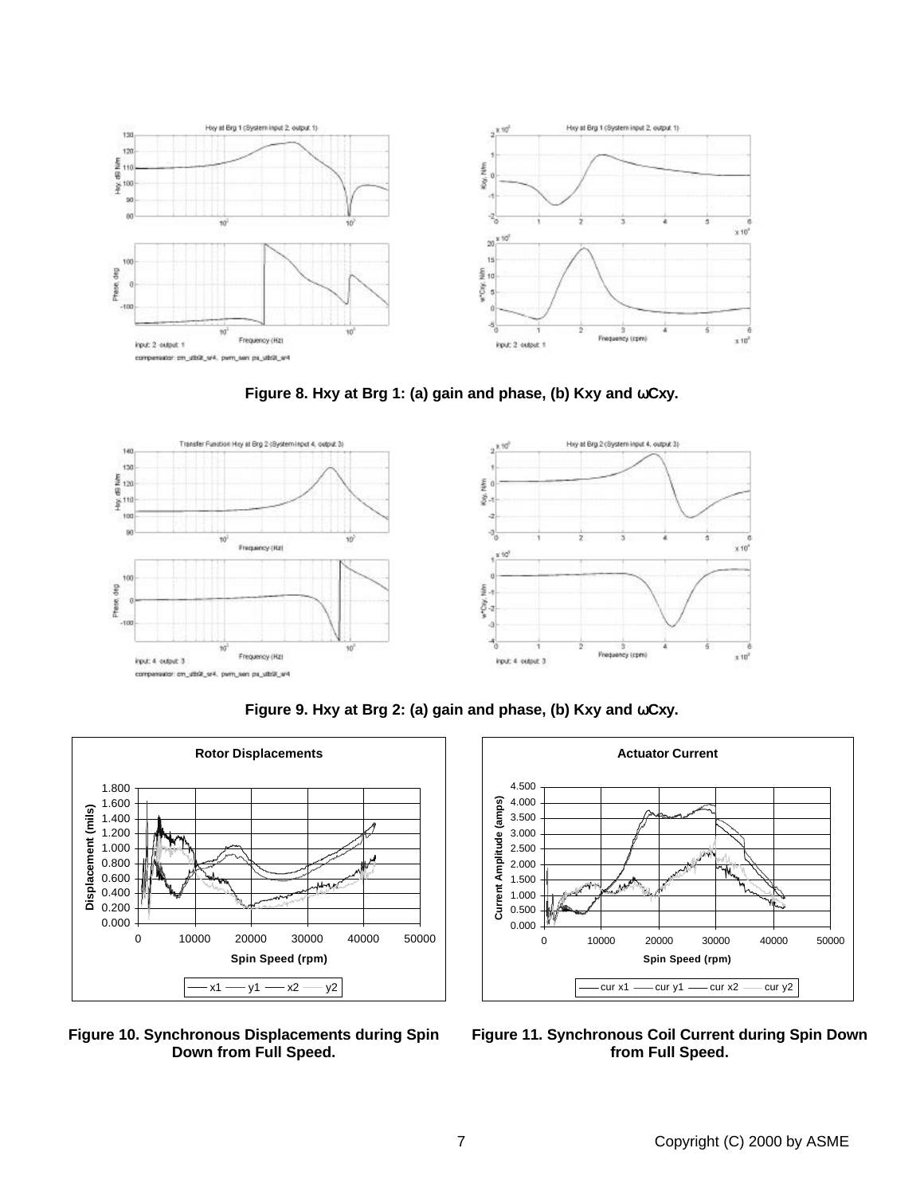Hxy at Brg 1 (System input 2, output 1)

130
120
110
100
90
80

Hxy, dB N/m

$10^1$ $10^2$

Phase, deg

100
0
-100

Frequency (Hz)

input: 2 output: 1

compensator: cm_ultr8t_sr4, pwm_sen: ps_ultr8t_sr4

Hxy at Brg 1 (System input 2, output 1)

x $10^5$

Kxy, N/m

w*Cxy, N/m

Frequency (cpm)

x $10^4$

input: 2 output: 1

**Figure 8. Hxy at Brg 1: (a) gain and phase, (b) Kxy and ωCxy.**

Transfer Function Hxy at Brg 2 (System input 4, output 3)

140
130
120
110
100
90

Hxy, dB N/m

Frequency (Hz)

Phase, deg

100
0
-100

Frequency (Hz)

input: 4 output: 3

compensator: cm_ultr8t_sr4, pwm_sen: ps_ultr8t_sr4

Hxy at Brg 2 (System input 4, output 3)

x $10^5$

Kxy, N/m

w*Cxy, N/m

Frequency (cpm)

x $10^4$

input: 4 output: 3

**Figure 9. Hxy at Brg 2: (a) gain and phase, (b) Kxy and ωCxy.**

Rotor Displacements

Displacement (mils)

1.800
1.600
1.400
1.200
1.000
0.800
0.600
0.400
0.200
0.000

0 10000 20000 30000 40000 50000

Spin Speed (rpm)

x1 y1 x2 y2

**Figure 10. Synchronous Displacements during Spin Down from Full Speed.**

Actuator Current

Current Amplitude (amps)

4.500
4.000
3.500
3.000
2.500
2.000
1.500
1.000
0.500
0.000

0 10000 20000 30000 40000 50000

Spin Speed (rpm)

cur x1 cur y1 cur x2 cur y2

**Figure 11. Synchronous Coil Current during Spin Down from Full Speed.**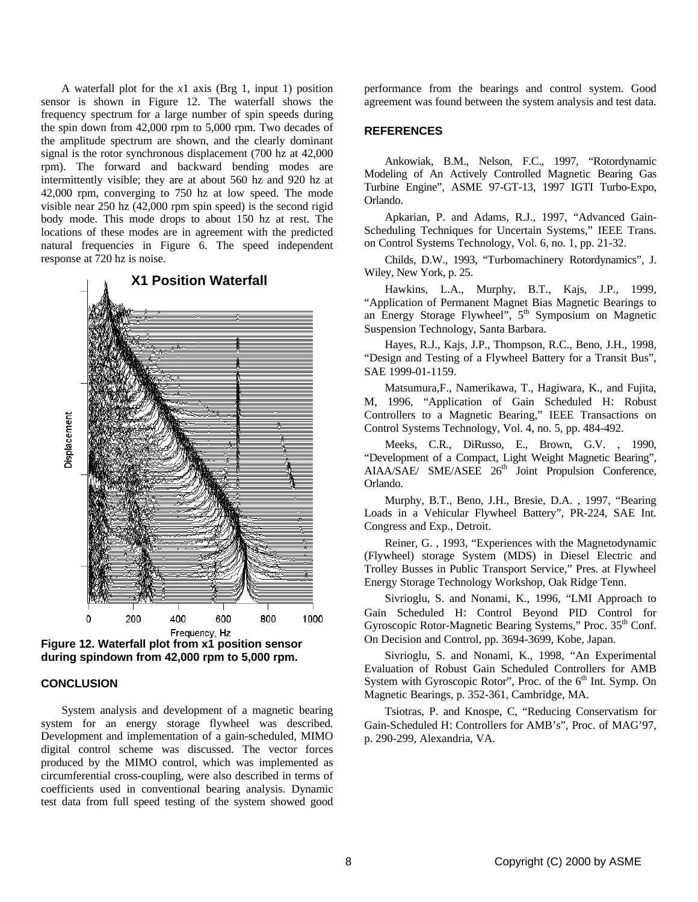A waterfall plot for the $x1$ axis (Brg 1, input 1) position sensor is shown in Figure 12. The waterfall shows the frequency spectrum for a large number of spin speeds during the spin down from 42,000 rpm to 5,000 rpm. Two decades of the amplitude spectrum are shown, and the clearly dominant signal is the rotor synchronous displacement (700 hz at 42,000 rpm). The forward and backward bending modes are intermittently visible; they are at about 560 hz and 920 hz at 42,000 rpm, converging to 750 hz at low speed. The mode visible near 250 hz (42,000 rpm spin speed) is the second rigid body mode. This mode drops to about 150 hz at rest. The locations of these modes are in agreement with the predicted natural frequencies in Figure 6. The speed independent response at 720 hz is noise.

X1 Position Waterfall

Displacement

0 200 400 600 800 1000

Frequency, Hz

**Figure 12. Waterfall plot from x1 position sensor during spindown from 42,000 rpm to 5,000 rpm.**

## CONCLUSION

System analysis and development of a magnetic bearing system for an energy storage flywheel was described. Development and implementation of a gain-scheduled, MIMO digital control scheme was discussed. The vector forces produced by the MIMO control, which was implemented as circumferential cross-coupling, were also described in terms of coefficients used in conventional bearing analysis. Dynamic test data from full speed testing of the system showed good performance from the bearings and control system. Good agreement was found between the system analysis and test data.

## REFERENCES

Ankowiak, B.M., Nelson, F.C., 1997, "Rotordynamic Modeling of An Actively Controlled Magnetic Bearing Gas Turbine Engine", ASME 97-GT-13, 1997 IGTI Turbo-Expo, Orlando.

Apkarian, P. and Adams, R.J., 1997, "Advanced Gain-Scheduling Techniques for Uncertain Systems," IEEE Trans. on Control Systems Technology, Vol. 6, no. 1, pp. 21-32.

Childs, D.W., 1993, "Turbomachinery Rotordynamics", J. Wiley, New York, p. 25.

Hawkins, L.A., Murphy, B.T., Kajs, J.P., 1999, "Application of Permanent Magnet Bias Magnetic Bearings to an Energy Storage Flywheel", 5th Symposium on Magnetic Suspension Technology, Santa Barbara.

Hayes, R.J., Kajs, J.P., Thompson, R.C., Beno, J.H., 1998, "Design and Testing of a Flywheel Battery for a Transit Bus", SAE 1999-01-1159.

Matsumura,F., Namerikawa, T., Hagiwara, K., and Fujita, M, 1996, "Application of Gain Scheduled H: Robust Controllers to a Magnetic Bearing," IEEE Transactions on Control Systems Technology, Vol. 4, no. 5, pp. 484-492.

Meeks, C.R., DiRusso, E., Brown, G.V. , 1990, "Development of a Compact, Light Weight Magnetic Bearing", AIAA/SAE/ SME/ASEE 26th Joint Propulsion Conference, Orlando.

Murphy, B.T., Beno, J.H., Bresie, D.A. , 1997, "Bearing Loads in a Vehicular Flywheel Battery", PR-224, SAE Int. Congress and Exp., Detroit.

Reiner, G. , 1993, "Experiences with the Magnetodynamic (Flywheel) storage System (MDS) in Diesel Electric and Trolley Busses in Public Transport Service," Pres. at Flywheel Energy Storage Technology Workshop, Oak Ridge Tenn.

Sivrioglu, S. and Nonami, K., 1996, "LMI Approach to Gain Scheduled H: Control Beyond PID Control for Gyroscopic Rotor-Magnetic Bearing Systems," Proc. 35th Conf. On Decision and Control, pp. 3694-3699, Kobe, Japan.

Sivrioglu, S. and Nonami, K., 1998, "An Experimental Evaluation of Robust Gain Scheduled Controllers for AMB System with Gyroscopic Rotor", Proc. of the 6th Int. Symp. On Magnetic Bearings, p. 352-361, Cambridge, MA.

Tsiotras, P. and Knospe, C, "Reducing Conservatism for Gain-Scheduled H: Controllers for AMB's", Proc. of MAG'97, p. 290-299, Alexandria, VA.